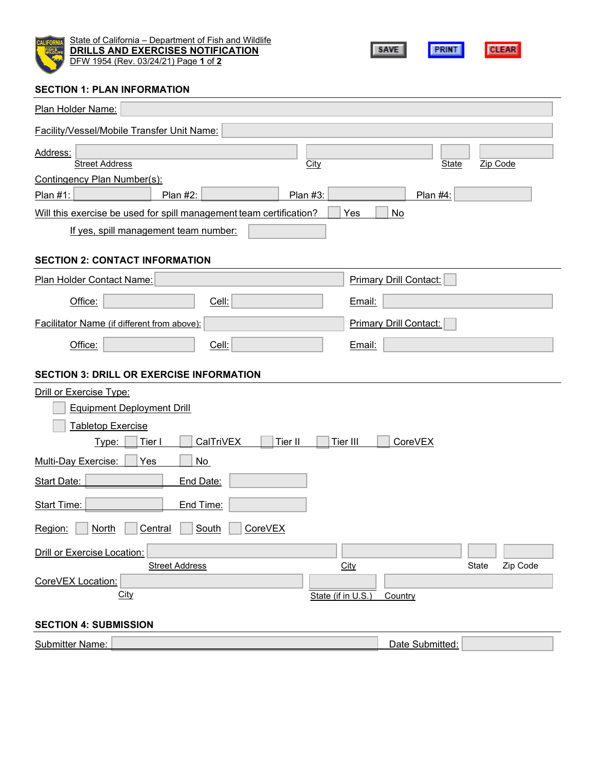State of California – Department of Fish and Wildlife

# DRILLS AND EXERCISES NOTIFICATION

DFW 1954 (Rev. 03/24/21) Page **1** of **2**

SAVE PRINT CLEAR

## SECTION 1: PLAN INFORMATION

Plan Holder Name:

Facility/Vessel/Mobile Transfer Unit Name:

Address: Street Address | City | State | Zip Code

Contingency Plan Number(s):

Plan #1: Plan #2: Plan #3: Plan #4:

Will this exercise be used for spill management team certification? ☐ Yes ☐ No

If yes, spill management team number:

## SECTION 2: CONTACT INFORMATION

Plan Holder Contact Name: Primary Drill Contact: ☐

Office: Cell: Email:

Facilitator Name (if different from above): Primary Drill Contact: ☐

Office: Cell: Email:

## SECTION 3: DRILL OR EXERCISE INFORMATION

Drill or Exercise Type:

☐ Equipment Deployment Drill

☐ Tabletop Exercise

Type: ☐ Tier I ☐ CalTriVEX ☐ Tier II ☐ Tier III ☐ CoreVEX

Multi-Day Exercise: ☐ Yes ☐ No

Start Date: End Date:

Start Time: End Time:

Region: ☐ North ☐ Central ☐ South ☐ CoreVEX

Drill or Exercise Location: Street Address | City | State | Zip Code

CoreVEX Location: City | State (if in U.S.) | Country

## SECTION 4: SUBMISSION

Submitter Name: Date Submitted: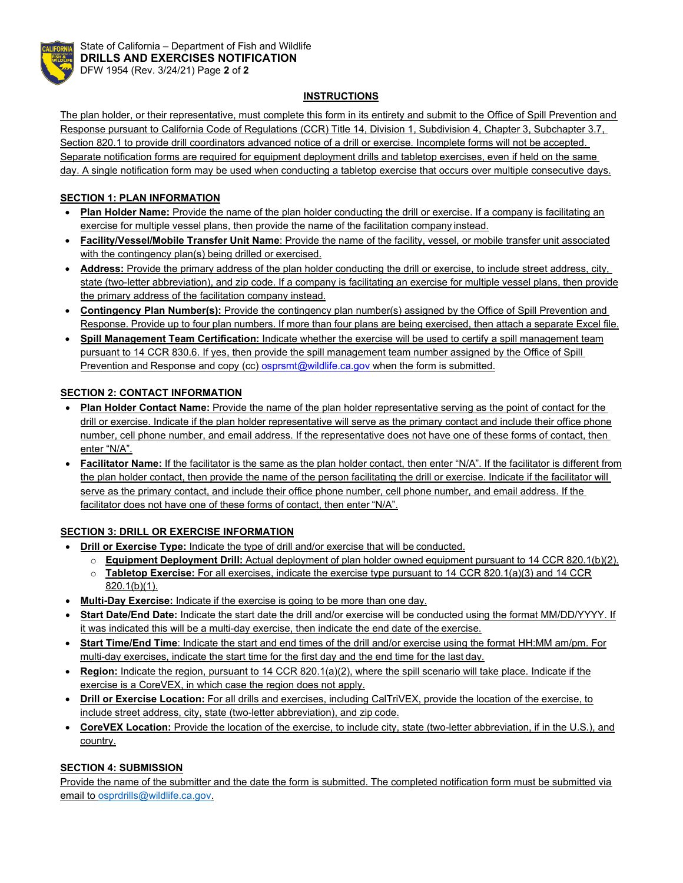State of California – Department of Fish and Wildlife
**DRILLS AND EXERCISES NOTIFICATION**
DFW 1954 (Rev. 3/24/21)

## INSTRUCTIONS

The plan holder, or their representative, must complete this form in its entirety and submit to the Office of Spill Prevention and Response pursuant to California Code of Regulations (CCR) Title 14, Division 1, Subdivision 4, Chapter 3, Subchapter 3.7, Section 820.1 to provide drill coordinators advanced notice of a drill or exercise. Incomplete forms will not be accepted. Separate notification forms are required for equipment deployment drills and tabletop exercises, even if held on the same day. A single notification form may be used when conducting a tabletop exercise that occurs over multiple consecutive days.

### SECTION 1: PLAN INFORMATION

- **Plan Holder Name:** Provide the name of the plan holder conducting the drill or exercise. If a company is facilitating an exercise for multiple vessel plans, then provide the name of the facilitation company instead.
- **Facility/Vessel/Mobile Transfer Unit Name**: Provide the name of the facility, vessel, or mobile transfer unit associated with the contingency plan(s) being drilled or exercised.
- **Address:** Provide the primary address of the plan holder conducting the drill or exercise, to include street address, city, state (two-letter abbreviation), and zip code. If a company is facilitating an exercise for multiple vessel plans, then provide the primary address of the facilitation company instead.
- **Contingency Plan Number(s):** Provide the contingency plan number(s) assigned by the Office of Spill Prevention and Response. Provide up to four plan numbers. If more than four plans are being exercised, then attach a separate Excel file.
- **Spill Management Team Certification:** Indicate whether the exercise will be used to certify a spill management team pursuant to 14 CCR 830.6. If yes, then provide the spill management team number assigned by the Office of Spill Prevention and Response and copy (cc) osprsmt@wildlife.ca.gov when the form is submitted.

### SECTION 2: CONTACT INFORMATION

- **Plan Holder Contact Name:** Provide the name of the plan holder representative serving as the point of contact for the drill or exercise. Indicate if the plan holder representative will serve as the primary contact and include their office phone number, cell phone number, and email address. If the representative does not have one of these forms of contact, then enter "N/A".
- **Facilitator Name:** If the facilitator is the same as the plan holder contact, then enter "N/A". If the facilitator is different from the plan holder contact, then provide the name of the person facilitating the drill or exercise. Indicate if the facilitator will serve as the primary contact, and include their office phone number, cell phone number, and email address. If the facilitator does not have one of these forms of contact, then enter "N/A".

### SECTION 3: DRILL OR EXERCISE INFORMATION

- **Drill or Exercise Type:** Indicate the type of drill and/or exercise that will be conducted.
  - **Equipment Deployment Drill:** Actual deployment of plan holder owned equipment pursuant to 14 CCR 820.1(b)(2).
  - **Tabletop Exercise:** For all exercises, indicate the exercise type pursuant to 14 CCR 820.1(a)(3) and 14 CCR 820.1(b)(1).
- **Multi-Day Exercise:** Indicate if the exercise is going to be more than one day.
- **Start Date/End Date:** Indicate the start date the drill and/or exercise will be conducted using the format MM/DD/YYYY. If it was indicated this will be a multi-day exercise, then indicate the end date of the exercise.
- **Start Time/End Time**: Indicate the start and end times of the drill and/or exercise using the format HH:MM am/pm. For multi-day exercises, indicate the start time for the first day and the end time for the last day.
- **Region:** Indicate the region, pursuant to 14 CCR 820.1(a)(2), where the spill scenario will take place. Indicate if the exercise is a CoreVEX, in which case the region does not apply.
- **Drill or Exercise Location:** For all drills and exercises, including CalTriVEX, provide the location of the exercise, to include street address, city, state (two-letter abbreviation), and zip code.
- **CoreVEX Location:** Provide the location of the exercise, to include city, state (two-letter abbreviation, if in the U.S.), and country.

### SECTION 4: SUBMISSION

Provide the name of the submitter and the date the form is submitted. The completed notification form must be submitted via email to osprdrills@wildlife.ca.gov.